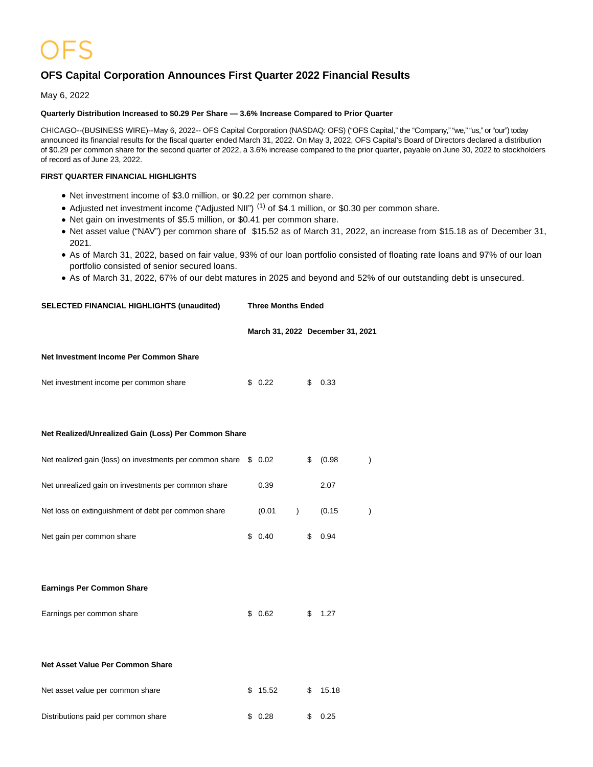OFS

# OFS Capital Corporation Announces First Quarter 2022 Financial Results

May 6, 2022

**Quarterly Distribution Increased to $0.29 Per Share — 3.6% Increase Compared to Prior Quarter**

CHICAGO--(BUSINESS WIRE)--May 6, 2022-- OFS Capital Corporation (NASDAQ: OFS) ("OFS Capital," the "Company," "we," "us," or "our") today announced its financial results for the fiscal quarter ended March 31, 2022. On May 3, 2022, OFS Capital's Board of Directors declared a distribution of $0.29 per common share for the second quarter of 2022, a 3.6% increase compared to the prior quarter, payable on June 30, 2022 to stockholders of record as of June 23, 2022.

**FIRST QUARTER FINANCIAL HIGHLIGHTS**

- Net investment income of $3.0 million, or $0.22 per common share.
- Adjusted net investment income ("Adjusted NII") [(1)] of $4.1 million, or $0.30 per common share.
- Net gain on investments of $5.5 million, or $0.41 per common share.
- Net asset value ("NAV") per common share of $15.52 as of March 31, 2022, an increase from $15.18 as of December 31, 2021.
- As of March 31, 2022, based on fair value, 93% of our loan portfolio consisted of floating rate loans and 97% of our loan portfolio consisted of senior secured loans.
- As of March 31, 2022, 67% of our debt matures in 2025 and beyond and 52% of our outstanding debt is unsecured.

| SELECTED FINANCIAL HIGHLIGHTS (unaudited) | Three Months Ended | |
|---|---|---|
| | March 31, 2022 | December 31, 2021 |
| **Net Investment Income Per Common Share** | | |
| Net investment income per common share | $ 0.22 | $ 0.33 |
| **Net Realized/Unrealized Gain (Loss) Per Common Share** | | |
| Net realized gain (loss) on investments per common share | $ 0.02 | $ (0.98) |
| Net unrealized gain on investments per common share | 0.39 | 2.07 |
| Net loss on extinguishment of debt per common share | (0.01) | (0.15) |
| Net gain per common share | $ 0.40 | $ 0.94 |
| **Earnings Per Common Share** | | |
| Earnings per common share | $ 0.62 | $ 1.27 |
| **Net Asset Value Per Common Share** | | |
| Net asset value per common share | $ 15.52 | $ 15.18 |
| Distributions paid per common share | $ 0.28 | $ 0.25 |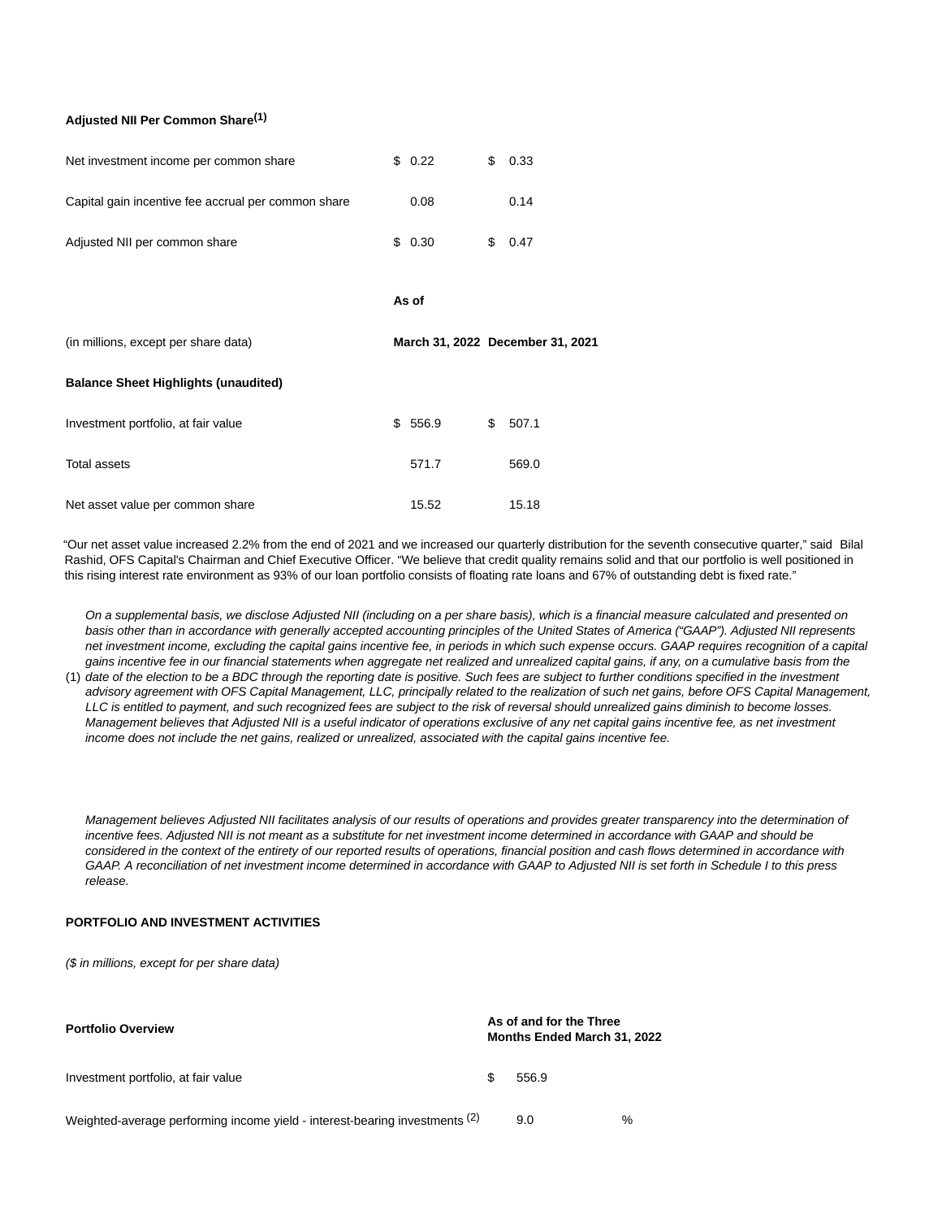**Adjusted NII Per Common Share[1]**

| | | |
|---|---|---|
| Net investment income per common share | $ 0.22 | $ 0.33 |
| Capital gain incentive fee accrual per common share | 0.08 | 0.14 |
| Adjusted NII per common share | $ 0.30 | $ 0.47 |

| | As of | |
|---|---|---|
| (in millions, except per share data) | March 31, 2022 | December 31, 2021 |
| **Balance Sheet Highlights (unaudited)** | | |
| Investment portfolio, at fair value | $ 556.9 | $ 507.1 |
| Total assets | 571.7 | 569.0 |
| Net asset value per common share | 15.52 | 15.18 |

"Our net asset value increased 2.2% from the end of 2021 and we increased our quarterly distribution for the seventh consecutive quarter," said Bilal Rashid, OFS Capital's Chairman and Chief Executive Officer. "We believe that credit quality remains solid and that our portfolio is well positioned in this rising interest rate environment as 93% of our loan portfolio consists of floating rate loans and 67% of outstanding debt is fixed rate."

(1) *On a supplemental basis, we disclose Adjusted NII (including on a per share basis), which is a financial measure calculated and presented on basis other than in accordance with generally accepted accounting principles of the United States of America ("GAAP"). Adjusted NII represents net investment income, excluding the capital gains incentive fee, in periods in which such expense occurs. GAAP requires recognition of a capital gains incentive fee in our financial statements when aggregate net realized and unrealized capital gains, if any, on a cumulative basis from the date of the election to be a BDC through the reporting date is positive. Such fees are subject to further conditions specified in the investment advisory agreement with OFS Capital Management, LLC, principally related to the realization of such net gains, before OFS Capital Management, LLC is entitled to payment, and such recognized fees are subject to the risk of reversal should unrealized gains diminish to become losses. Management believes that Adjusted NII is a useful indicator of operations exclusive of any net capital gains incentive fee, as net investment income does not include the net gains, realized or unrealized, associated with the capital gains incentive fee.*

*Management believes Adjusted NII facilitates analysis of our results of operations and provides greater transparency into the determination of incentive fees. Adjusted NII is not meant as a substitute for net investment income determined in accordance with GAAP and should be considered in the context of the entirety of our reported results of operations, financial position and cash flows determined in accordance with GAAP. A reconciliation of net investment income determined in accordance with GAAP to Adjusted NII is set forth in Schedule I to this press release.*

**PORTFOLIO AND INVESTMENT ACTIVITIES**

*($ in millions, except for per share data)*

| **Portfolio Overview** | **As of and for the Three Months Ended March 31, 2022** |
|---|---|
| Investment portfolio, at fair value | $ 556.9 |
| Weighted-average performing income yield - interest-bearing investments [2] | 9.0 % |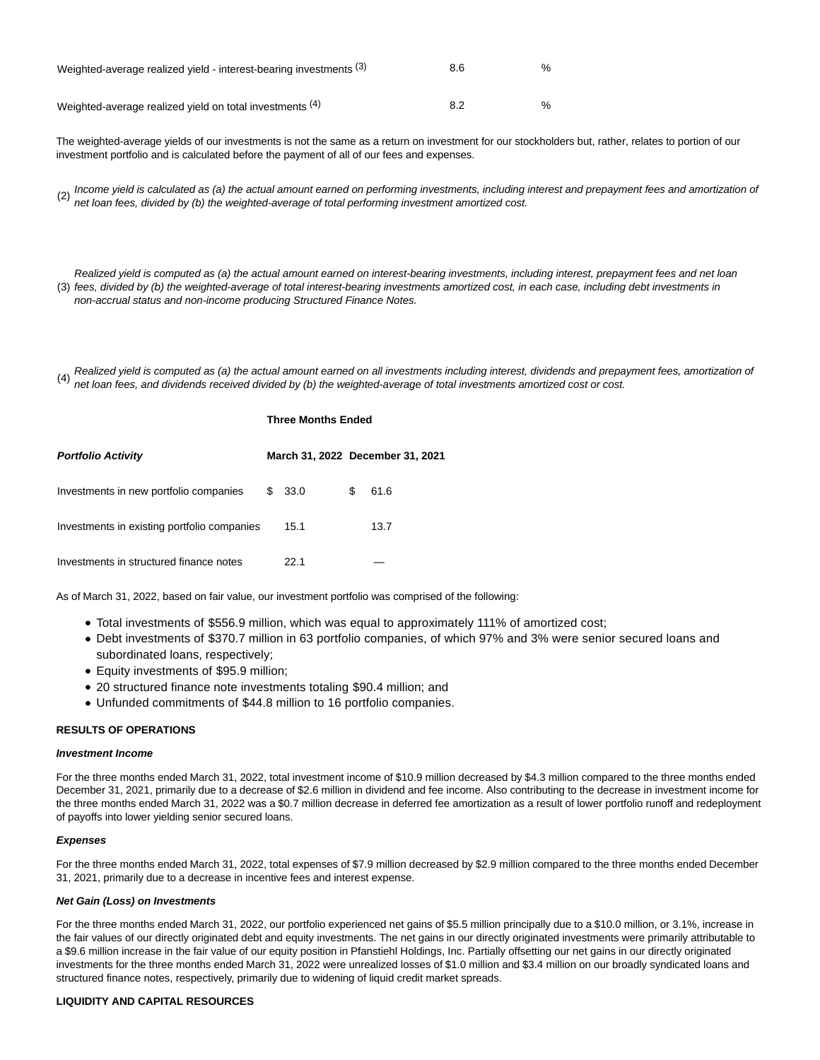| | | |
|---|---|---|
| Weighted-average realized yield - interest-bearing investments [(3)] | 8.6 | % |
| Weighted-average realized yield on total investments [(4)] | 8.2 | % |

The weighted-average yields of our investments is not the same as a return on investment for our stockholders but, rather, relates to portion of our investment portfolio and is calculated before the payment of all of our fees and expenses.

(2) *Income yield is calculated as (a) the actual amount earned on performing investments, including interest and prepayment fees and amortization of net loan fees, divided by (b) the weighted-average of total performing investment amortized cost.*

(3) *Realized yield is computed as (a) the actual amount earned on interest-bearing investments, including interest, prepayment fees and net loan fees, divided by (b) the weighted-average of total interest-bearing investments amortized cost, in each case, including debt investments in non-accrual status and non-income producing Structured Finance Notes.*

(4) *Realized yield is computed as (a) the actual amount earned on all investments including interest, dividends and prepayment fees, amortization of net loan fees, and dividends received divided by (b) the weighted-average of total investments amortized cost or cost.*

| | **Three Months Ended** | |
|---|---|---|
| ***Portfolio Activity*** | **March 31, 2022** | **December 31, 2021** |
| Investments in new portfolio companies | $ 33.0 | $ 61.6 |
| Investments in existing portfolio companies | 15.1 | 13.7 |
| Investments in structured finance notes | 22.1 | — |

As of March 31, 2022, based on fair value, our investment portfolio was comprised of the following:

- Total investments of $556.9 million, which was equal to approximately 111% of amortized cost;
- Debt investments of $370.7 million in 63 portfolio companies, of which 97% and 3% were senior secured loans and subordinated loans, respectively;
- Equity investments of $95.9 million;
- 20 structured finance note investments totaling $90.4 million; and
- Unfunded commitments of $44.8 million to 16 portfolio companies.

**RESULTS OF OPERATIONS**

***Investment Income***

For the three months ended March 31, 2022, total investment income of $10.9 million decreased by $4.3 million compared to the three months ended December 31, 2021, primarily due to a decrease of $2.6 million in dividend and fee income. Also contributing to the decrease in investment income for the three months ended March 31, 2022 was a $0.7 million decrease in deferred fee amortization as a result of lower portfolio runoff and redeployment of payoffs into lower yielding senior secured loans.

***Expenses***

For the three months ended March 31, 2022, total expenses of $7.9 million decreased by $2.9 million compared to the three months ended December 31, 2021, primarily due to a decrease in incentive fees and interest expense.

***Net Gain (Loss) on Investments***

For the three months ended March 31, 2022, our portfolio experienced net gains of $5.5 million principally due to a $10.0 million, or 3.1%, increase in the fair values of our directly originated debt and equity investments. The net gains in our directly originated investments were primarily attributable to a $9.6 million increase in the fair value of our equity position in Pfanstiehl Holdings, Inc. Partially offsetting our net gains in our directly originated investments for the three months ended March 31, 2022 were unrealized losses of $1.0 million and $3.4 million on our broadly syndicated loans and structured finance notes, respectively, primarily due to widening of liquid credit market spreads.

**LIQUIDITY AND CAPITAL RESOURCES**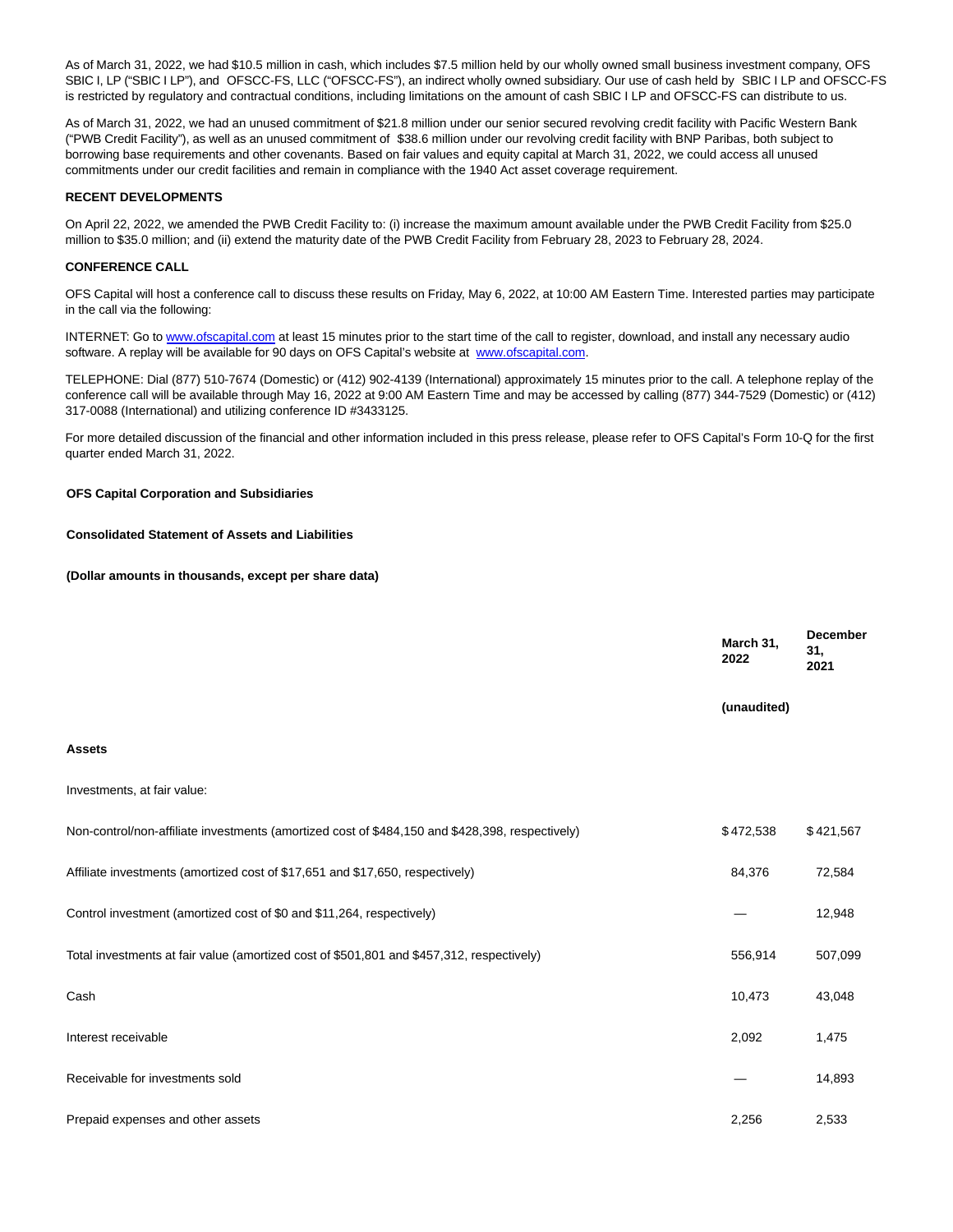As of March 31, 2022, we had $10.5 million in cash, which includes $7.5 million held by our wholly owned small business investment company, OFS SBIC I, LP ("SBIC I LP"), and OFSCC-FS, LLC ("OFSCC-FS"), an indirect wholly owned subsidiary. Our use of cash held by SBIC I LP and OFSCC-FS is restricted by regulatory and contractual conditions, including limitations on the amount of cash SBIC I LP and OFSCC-FS can distribute to us.

As of March 31, 2022, we had an unused commitment of $21.8 million under our senior secured revolving credit facility with Pacific Western Bank ("PWB Credit Facility"), as well as an unused commitment of $38.6 million under our revolving credit facility with BNP Paribas, both subject to borrowing base requirements and other covenants. Based on fair values and equity capital at March 31, 2022, we could access all unused commitments under our credit facilities and remain in compliance with the 1940 Act asset coverage requirement.

**RECENT DEVELOPMENTS**

On April 22, 2022, we amended the PWB Credit Facility to: (i) increase the maximum amount available under the PWB Credit Facility from $25.0 million to $35.0 million; and (ii) extend the maturity date of the PWB Credit Facility from February 28, 2023 to February 28, 2024.

**CONFERENCE CALL**

OFS Capital will host a conference call to discuss these results on Friday, May 6, 2022, at 10:00 AM Eastern Time. Interested parties may participate in the call via the following:

INTERNET: Go to www.ofscapital.com at least 15 minutes prior to the start time of the call to register, download, and install any necessary audio software. A replay will be available for 90 days on OFS Capital's website at www.ofscapital.com.

TELEPHONE: Dial (877) 510-7674 (Domestic) or (412) 902-4139 (International) approximately 15 minutes prior to the call. A telephone replay of the conference call will be available through May 16, 2022 at 9:00 AM Eastern Time and may be accessed by calling (877) 344-7529 (Domestic) or (412) 317-0088 (International) and utilizing conference ID #3433125.

For more detailed discussion of the financial and other information included in this press release, please refer to OFS Capital's Form 10-Q for the first quarter ended March 31, 2022.

**OFS Capital Corporation and Subsidiaries**

**Consolidated Statement of Assets and Liabilities**

**(Dollar amounts in thousands, except per share data)**

| | March 31, 2022 | December 31, 2021 |
|---|---|---|
| | (unaudited) | |
| **Assets** | | |
| Investments, at fair value: | | |
| Non-control/non-affiliate investments (amortized cost of $484,150 and $428,398, respectively) | $472,538 | $421,567 |
| Affiliate investments (amortized cost of $17,651 and $17,650, respectively) | 84,376 | 72,584 |
| Control investment (amortized cost of $0 and $11,264, respectively) | — | 12,948 |
| Total investments at fair value (amortized cost of $501,801 and $457,312, respectively) | 556,914 | 507,099 |
| Cash | 10,473 | 43,048 |
| Interest receivable | 2,092 | 1,475 |
| Receivable for investments sold | — | 14,893 |
| Prepaid expenses and other assets | 2,256 | 2,533 |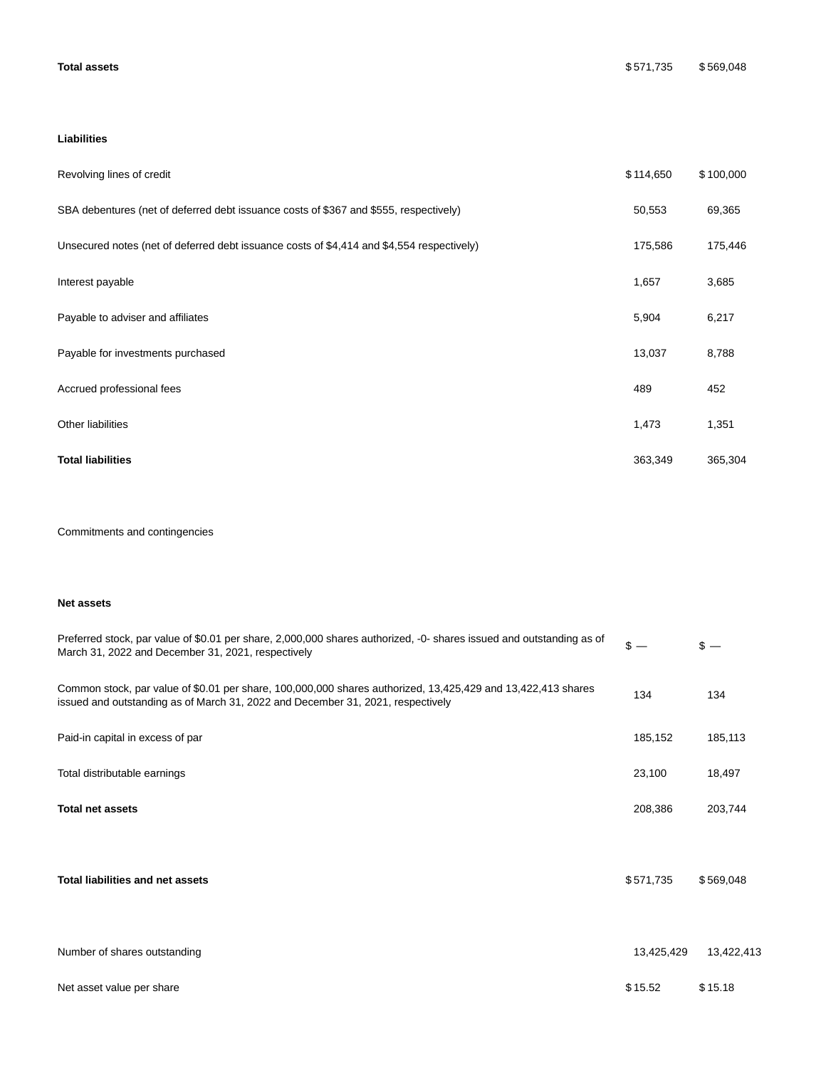| | | |
|---|---|---|
| **Total assets** | $ 571,735 | $ 569,048 |
| | | |
| **Liabilities** | | |
| Revolving lines of credit | $ 114,650 | $ 100,000 |
| SBA debentures (net of deferred debt issuance costs of $367 and $555, respectively) | 50,553 | 69,365 |
| Unsecured notes (net of deferred debt issuance costs of $4,414 and $4,554 respectively) | 175,586 | 175,446 |
| Interest payable | 1,657 | 3,685 |
| Payable to adviser and affiliates | 5,904 | 6,217 |
| Payable for investments purchased | 13,037 | 8,788 |
| Accrued professional fees | 489 | 452 |
| Other liabilities | 1,473 | 1,351 |
| **Total liabilities** | 363,349 | 365,304 |
| | | |
| Commitments and contingencies | | |
| | | |
| **Net assets** | | |
| Preferred stock, par value of $0.01 per share, 2,000,000 shares authorized, -0- shares issued and outstanding as of March 31, 2022 and December 31, 2021, respectively | $ — | $ — |
| Common stock, par value of $0.01 per share, 100,000,000 shares authorized, 13,425,429 and 13,422,413 shares issued and outstanding as of March 31, 2022 and December 31, 2021, respectively | 134 | 134 |
| Paid-in capital in excess of par | 185,152 | 185,113 |
| Total distributable earnings | 23,100 | 18,497 |
| **Total net assets** | 208,386 | 203,744 |
| | | |
| **Total liabilities and net assets** | $ 571,735 | $ 569,048 |
| | | |
| Number of shares outstanding | 13,425,429 | 13,422,413 |
| Net asset value per share | $ 15.52 | $ 15.18 |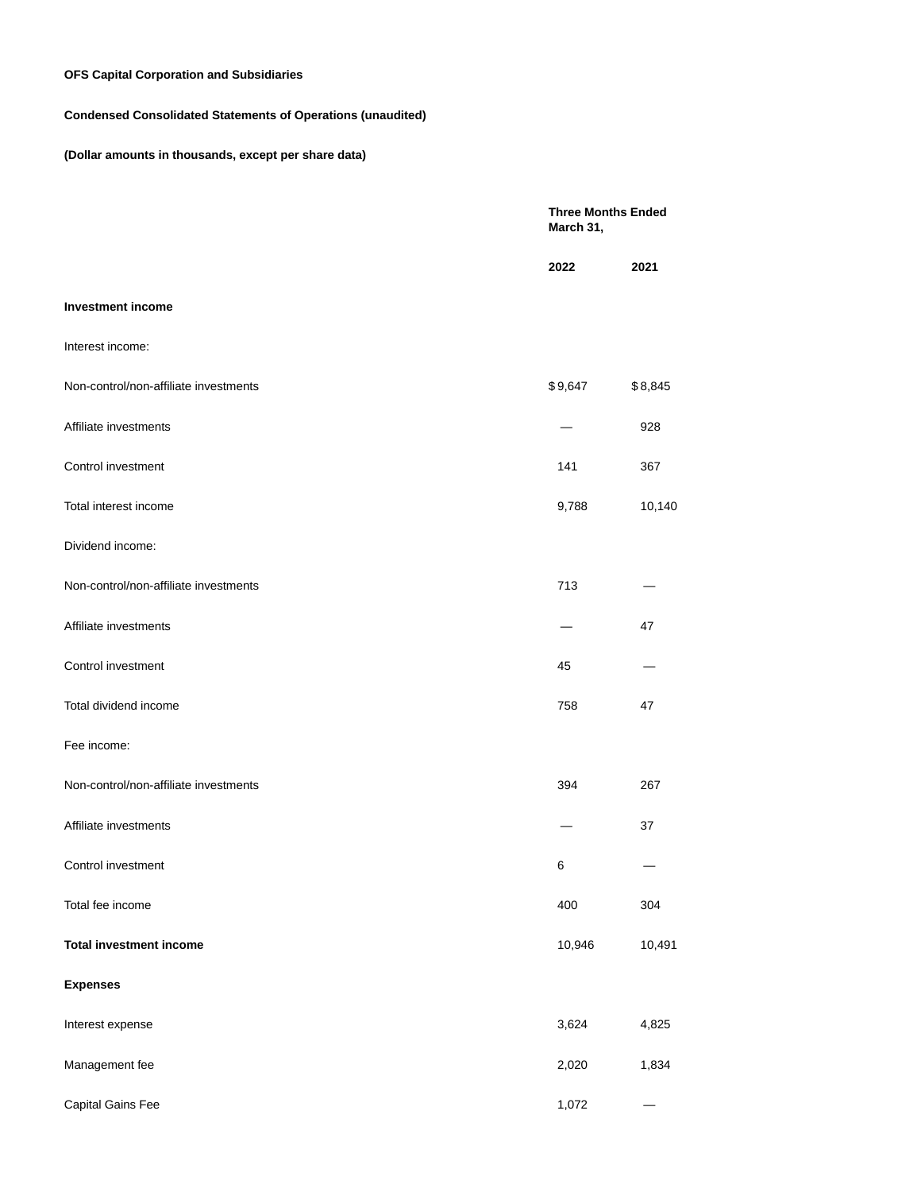**OFS Capital Corporation and Subsidiaries**

**Condensed Consolidated Statements of Operations (unaudited)**

**(Dollar amounts in thousands, except per share data)**

| | Three Months Ended March 31, | |
|---|---|---|
| | **2022** | **2021** |
| **Investment income** | | |
| Interest income: | | |
| Non-control/non-affiliate investments | $ 9,647 | $ 8,845 |
| Affiliate investments | — | 928 |
| Control investment | 141 | 367 |
| Total interest income | 9,788 | 10,140 |
| Dividend income: | | |
| Non-control/non-affiliate investments | 713 | — |
| Affiliate investments | — | 47 |
| Control investment | 45 | — |
| Total dividend income | 758 | 47 |
| Fee income: | | |
| Non-control/non-affiliate investments | 394 | 267 |
| Affiliate investments | — | 37 |
| Control investment | 6 | — |
| Total fee income | 400 | 304 |
| **Total investment income** | 10,946 | 10,491 |
| **Expenses** | | |
| Interest expense | 3,624 | 4,825 |
| Management fee | 2,020 | 1,834 |
| Capital Gains Fee | 1,072 | — |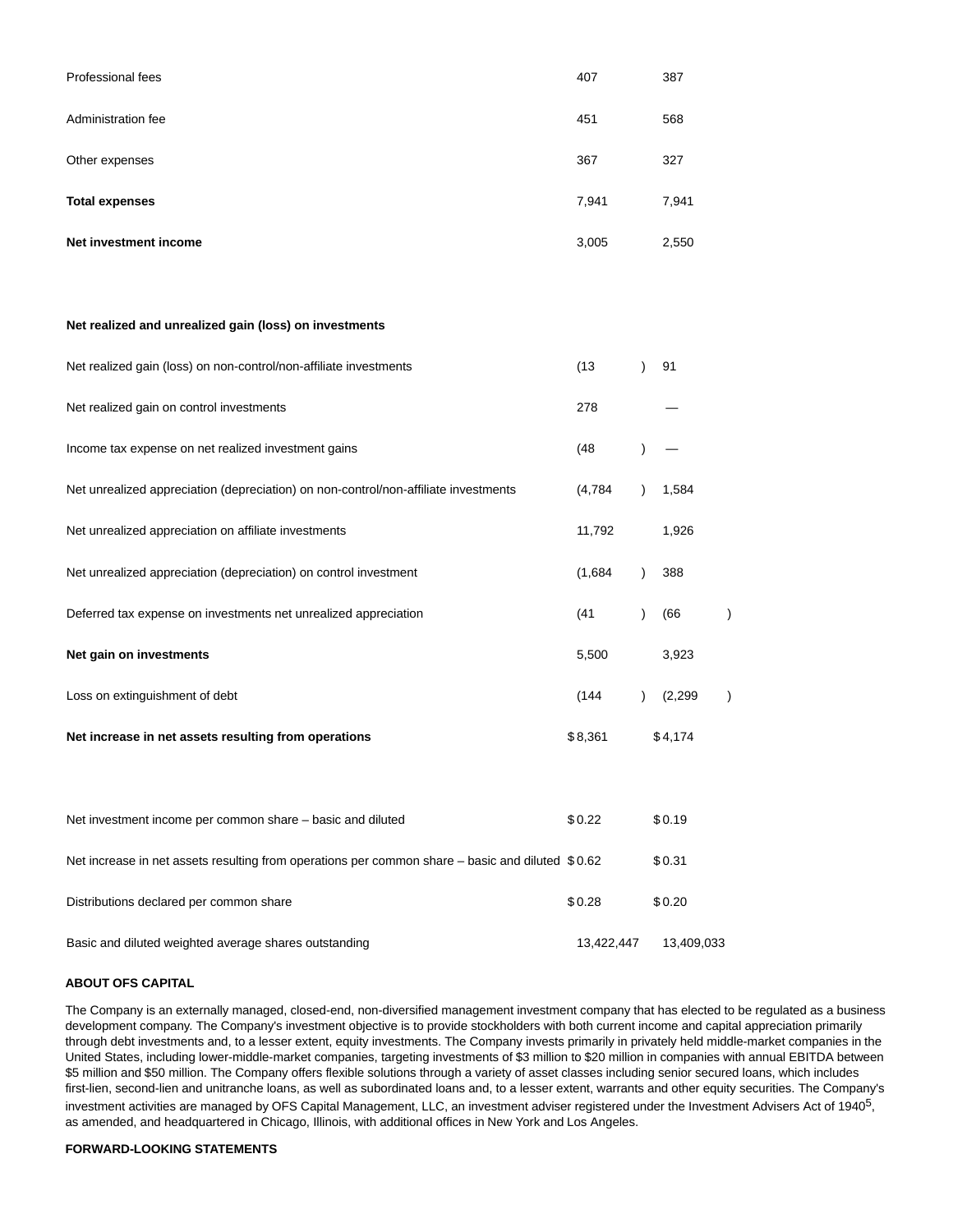| | | |
|---|---|---|
| Professional fees | 407 | 387 |
| Administration fee | 451 | 568 |
| Other expenses | 367 | 327 |
| **Total expenses** | 7,941 | 7,941 |
| **Net investment income** | 3,005 | 2,550 |
| | | |
| **Net realized and unrealized gain (loss) on investments** | | |
| Net realized gain (loss) on non-control/non-affiliate investments | (13) | 91 |
| Net realized gain on control investments | 278 | — |
| Income tax expense on net realized investment gains | (48) | — |
| Net unrealized appreciation (depreciation) on non-control/non-affiliate investments | (4,784) | 1,584 |
| Net unrealized appreciation on affiliate investments | 11,792 | 1,926 |
| Net unrealized appreciation (depreciation) on control investment | (1,684) | 388 |
| Deferred tax expense on investments net unrealized appreciation | (41) | (66) |
| **Net gain on investments** | 5,500 | 3,923 |
| Loss on extinguishment of debt | (144) | (2,299) |
| **Net increase in net assets resulting from operations** | $ 8,361 | $ 4,174 |
| | | |
| Net investment income per common share – basic and diluted | $ 0.22 | $ 0.19 |
| Net increase in net assets resulting from operations per common share – basic and diluted | $ 0.62 | $ 0.31 |
| Distributions declared per common share | $ 0.28 | $ 0.20 |
| Basic and diluted weighted average shares outstanding | 13,422,447 | 13,409,033 |

**ABOUT OFS CAPITAL**

The Company is an externally managed, closed-end, non-diversified management investment company that has elected to be regulated as a business development company. The Company's investment objective is to provide stockholders with both current income and capital appreciation primarily through debt investments and, to a lesser extent, equity investments. The Company invests primarily in privately held middle-market companies in the United States, including lower-middle-market companies, targeting investments of $3 million to $20 million in companies with annual EBITDA between $5 million and $50 million. The Company offers flexible solutions through a variety of asset classes including senior secured loans, which includes first-lien, second-lien and unitranche loans, as well as subordinated loans and, to a lesser extent, warrants and other equity securities. The Company's investment activities are managed by OFS Capital Management, LLC, an investment adviser registered under the Investment Advisers Act of 1940[5], as amended, and headquartered in Chicago, Illinois, with additional offices in New York and Los Angeles.

**FORWARD-LOOKING STATEMENTS**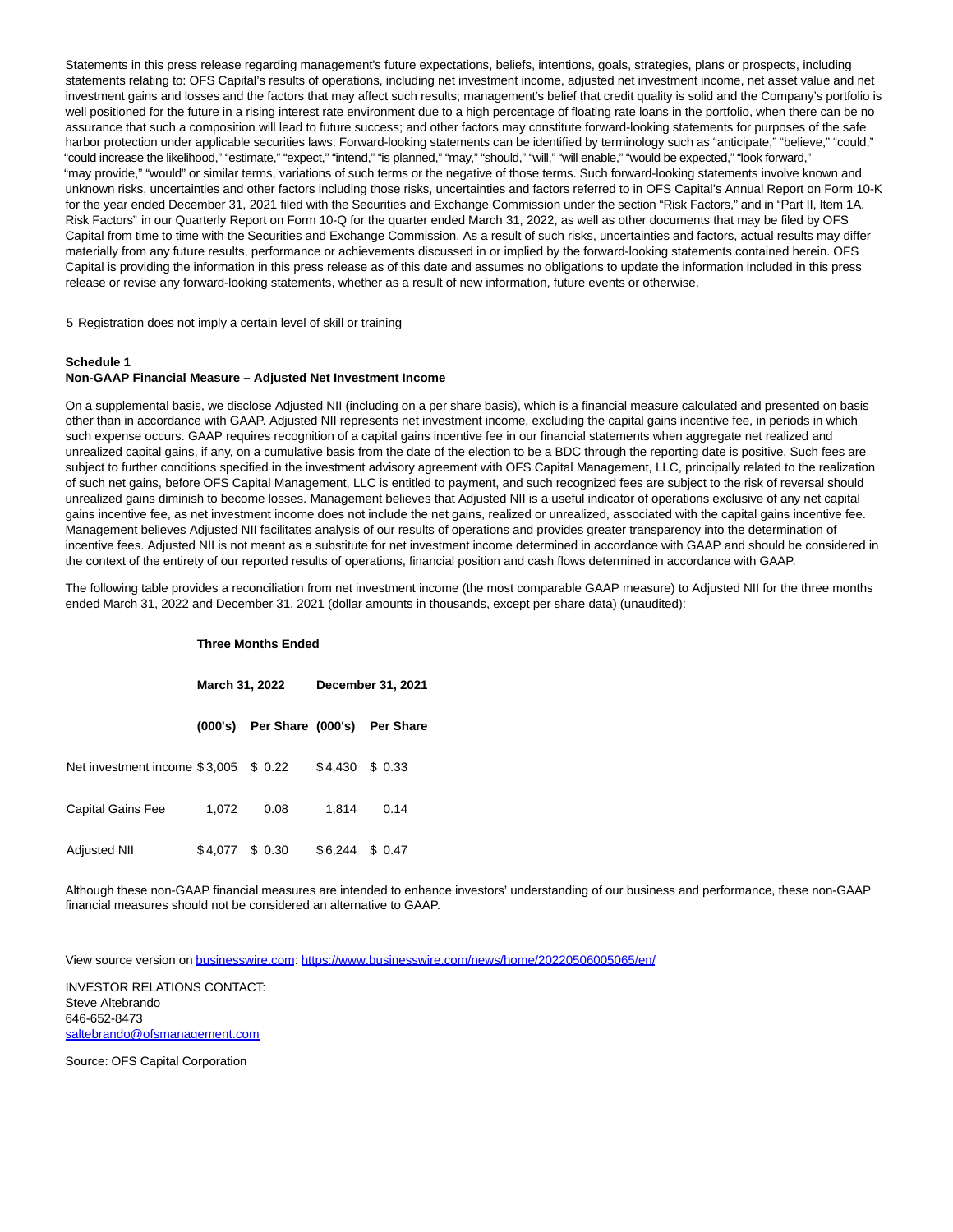Statements in this press release regarding management's future expectations, beliefs, intentions, goals, strategies, plans or prospects, including statements relating to: OFS Capital's results of operations, including net investment income, adjusted net investment income, net asset value and net investment gains and losses and the factors that may affect such results; management's belief that credit quality is solid and the Company's portfolio is well positioned for the future in a rising interest rate environment due to a high percentage of floating rate loans in the portfolio, when there can be no assurance that such a composition will lead to future success; and other factors may constitute forward-looking statements for purposes of the safe harbor protection under applicable securities laws. Forward-looking statements can be identified by terminology such as "anticipate," "believe," "could," "could increase the likelihood," "estimate," "expect," "intend," "is planned," "may," "should," "will," "will enable," "would be expected," "look forward," "may provide," "would" or similar terms, variations of such terms or the negative of those terms. Such forward-looking statements involve known and unknown risks, uncertainties and other factors including those risks, uncertainties and factors referred to in OFS Capital's Annual Report on Form 10-K for the year ended December 31, 2021 filed with the Securities and Exchange Commission under the section "Risk Factors," and in "Part II, Item 1A. Risk Factors" in our Quarterly Report on Form 10-Q for the quarter ended March 31, 2022, as well as other documents that may be filed by OFS Capital from time to time with the Securities and Exchange Commission. As a result of such risks, uncertainties and factors, actual results may differ materially from any future results, performance or achievements discussed in or implied by the forward-looking statements contained herein. OFS Capital is providing the information in this press release as of this date and assumes no obligations to update the information included in this press release or revise any forward-looking statements, whether as a result of new information, future events or otherwise.

5 Registration does not imply a certain level of skill or training

**Schedule 1**
**Non-GAAP Financial Measure – Adjusted Net Investment Income**

On a supplemental basis, we disclose Adjusted NII (including on a per share basis), which is a financial measure calculated and presented on basis other than in accordance with GAAP. Adjusted NII represents net investment income, excluding the capital gains incentive fee, in periods in which such expense occurs. GAAP requires recognition of a capital gains incentive fee in our financial statements when aggregate net realized and unrealized capital gains, if any, on a cumulative basis from the date of the election to be a BDC through the reporting date is positive. Such fees are subject to further conditions specified in the investment advisory agreement with OFS Capital Management, LLC, principally related to the realization of such net gains, before OFS Capital Management, LLC is entitled to payment, and such recognized fees are subject to the risk of reversal should unrealized gains diminish to become losses. Management believes that Adjusted NII is a useful indicator of operations exclusive of any net capital gains incentive fee, as net investment income does not include the net gains, realized or unrealized, associated with the capital gains incentive fee. Management believes Adjusted NII facilitates analysis of our results of operations and provides greater transparency into the determination of incentive fees. Adjusted NII is not meant as a substitute for net investment income determined in accordance with GAAP and should be considered in the context of the entirety of our reported results of operations, financial position and cash flows determined in accordance with GAAP.

The following table provides a reconciliation from net investment income (the most comparable GAAP measure) to Adjusted NII for the three months ended March 31, 2022 and December 31, 2021 (dollar amounts in thousands, except per share data) (unaudited):

| | **Three Months Ended** | | | |
|---|---|---|---|---|
| | **March 31, 2022** | | **December 31, 2021** | |
| | **(000's)** | **Per Share** | **(000's)** | **Per Share** |
| Net investment income | $ 3,005 | $ 0.22 | $ 4,430 | $ 0.33 |
| Capital Gains Fee | 1,072 | 0.08 | 1,814 | 0.14 |
| Adjusted NII | $ 4,077 | $ 0.30 | $ 6,244 | $ 0.47 |

Although these non-GAAP financial measures are intended to enhance investors' understanding of our business and performance, these non-GAAP financial measures should not be considered an alternative to GAAP.

View source version on businesswire.com: https://www.businesswire.com/news/home/20220506005065/en/

INVESTOR RELATIONS CONTACT:
Steve Altebrando
646-652-8473
saltebrando@ofsmanagement.com

Source: OFS Capital Corporation